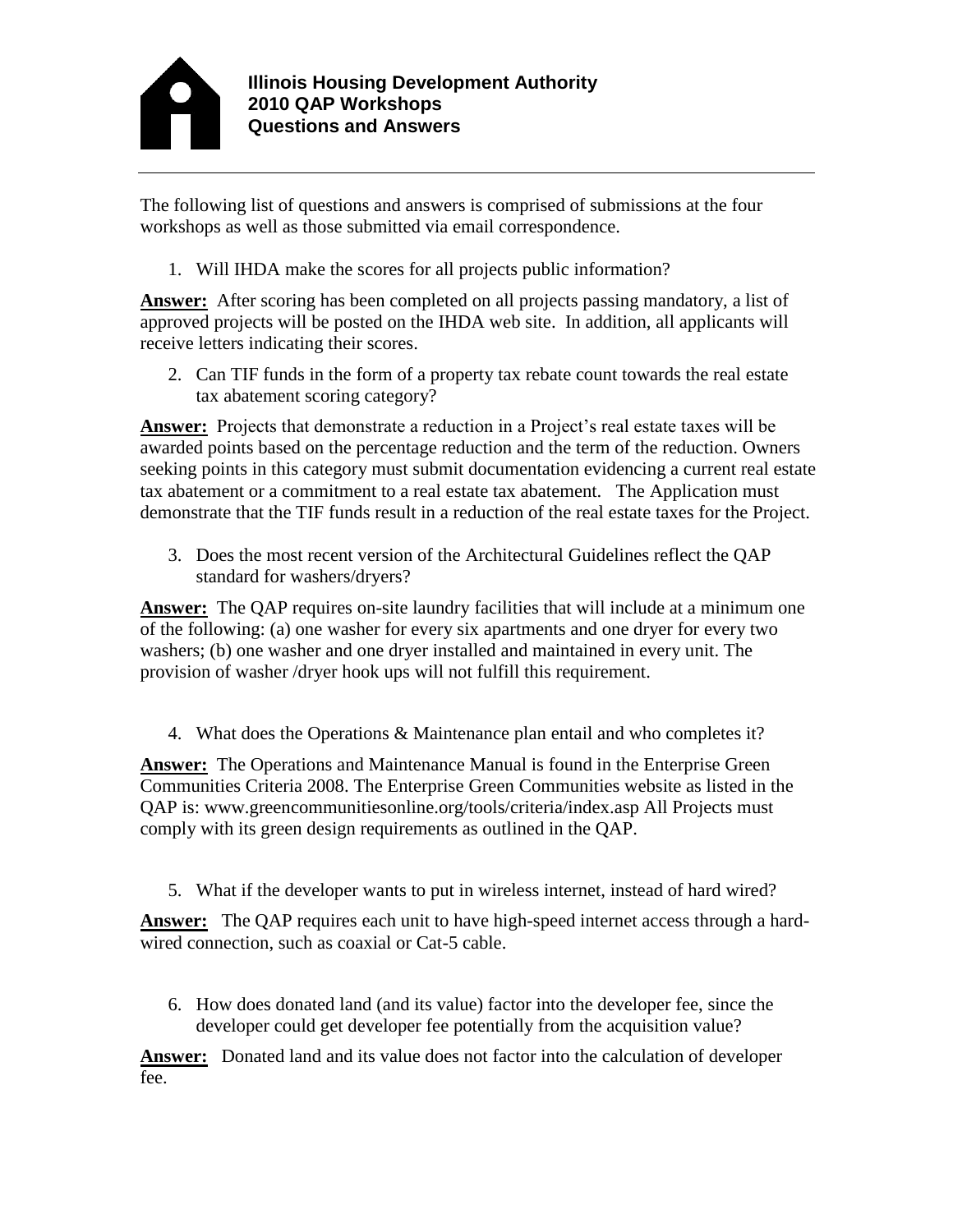# Illinois Housing Development Authority
## 2010 QAP Workshops
## Questions and Answers

---

The following list of questions and answers is comprised of submissions at the four workshops as well as those submitted via email correspondence.

1. Will IHDA make the scores for all projects public information?

**Answer:** After scoring has been completed on all projects passing mandatory, a list of approved projects will be posted on the IHDA web site. In addition, all applicants will receive letters indicating their scores.

2. Can TIF funds in the form of a property tax rebate count towards the real estate tax abatement scoring category?

**Answer:** Projects that demonstrate a reduction in a Project's real estate taxes will be awarded points based on the percentage reduction and the term of the reduction. Owners seeking points in this category must submit documentation evidencing a current real estate tax abatement or a commitment to a real estate tax abatement. The Application must demonstrate that the TIF funds result in a reduction of the real estate taxes for the Project.

3. Does the most recent version of the Architectural Guidelines reflect the QAP standard for washers/dryers?

**Answer:** The QAP requires on-site laundry facilities that will include at a minimum one of the following: (a) one washer for every six apartments and one dryer for every two washers; (b) one washer and one dryer installed and maintained in every unit. The provision of washer /dryer hook ups will not fulfill this requirement.

4. What does the Operations & Maintenance plan entail and who completes it?

**Answer:** The Operations and Maintenance Manual is found in the Enterprise Green Communities Criteria 2008. The Enterprise Green Communities website as listed in the QAP is: www.greencommunitiesonline.org/tools/criteria/index.asp All Projects must comply with its green design requirements as outlined in the QAP.

5. What if the developer wants to put in wireless internet, instead of hard wired?

**Answer:** The QAP requires each unit to have high-speed internet access through a hard-wired connection, such as coaxial or Cat-5 cable.

6. How does donated land (and its value) factor into the developer fee, since the developer could get developer fee potentially from the acquisition value?

**Answer:** Donated land and its value does not factor into the calculation of developer fee.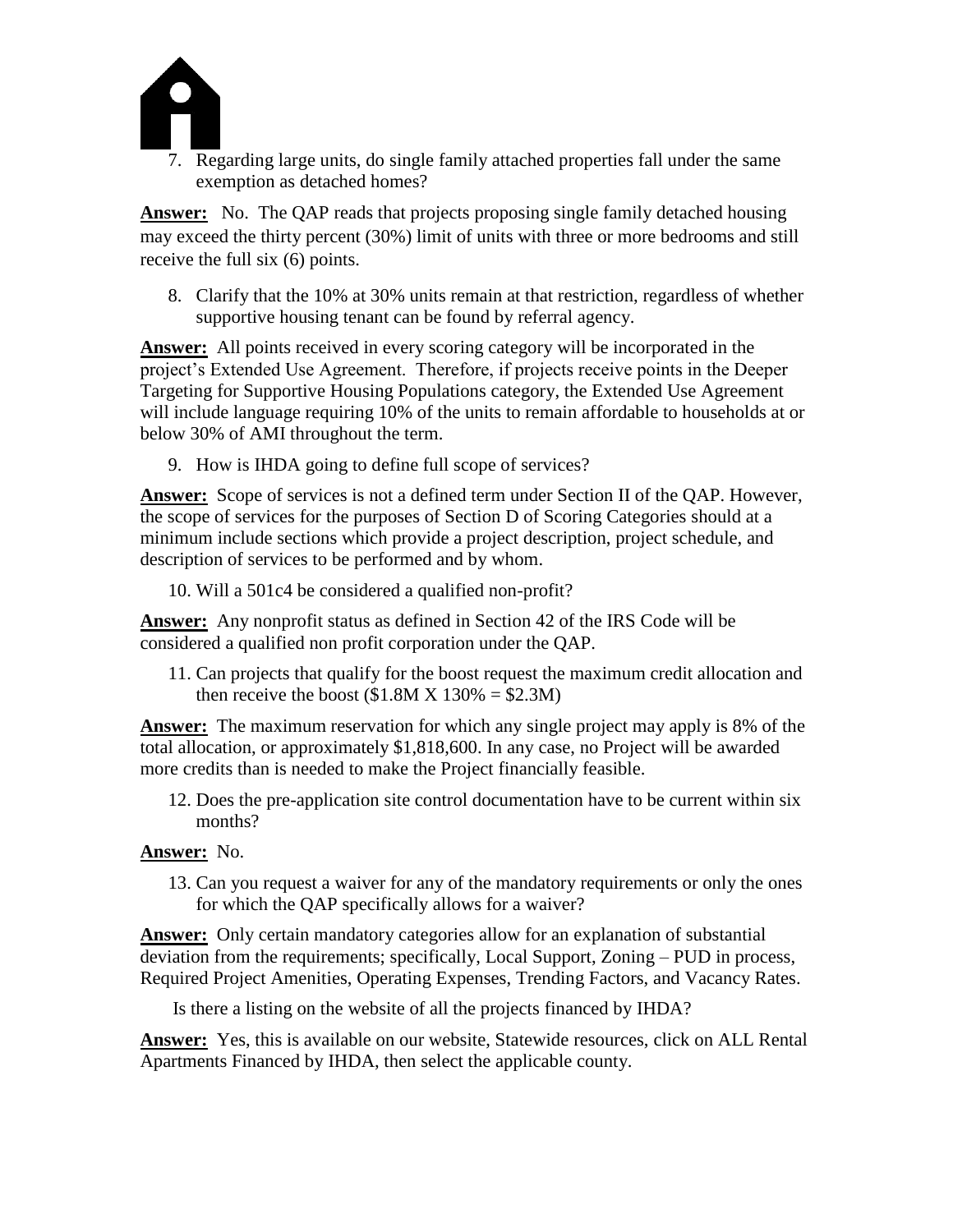7. Regarding large units, do single family attached properties fall under the same exemption as detached homes?

**Answer:** No. The QAP reads that projects proposing single family detached housing may exceed the thirty percent (30%) limit of units with three or more bedrooms and still receive the full six (6) points.

8. Clarify that the 10% at 30% units remain at that restriction, regardless of whether supportive housing tenant can be found by referral agency.

**Answer:** All points received in every scoring category will be incorporated in the project's Extended Use Agreement. Therefore, if projects receive points in the Deeper Targeting for Supportive Housing Populations category, the Extended Use Agreement will include language requiring 10% of the units to remain affordable to households at or below 30% of AMI throughout the term.

9. How is IHDA going to define full scope of services?

**Answer:** Scope of services is not a defined term under Section II of the QAP. However, the scope of services for the purposes of Section D of Scoring Categories should at a minimum include sections which provide a project description, project schedule, and description of services to be performed and by whom.

10. Will a 501c4 be considered a qualified non-profit?

**Answer:** Any nonprofit status as defined in Section 42 of the IRS Code will be considered a qualified non profit corporation under the QAP.

11. Can projects that qualify for the boost request the maximum credit allocation and then receive the boost ($1.8M X 130% = $2.3M)

**Answer:** The maximum reservation for which any single project may apply is 8% of the total allocation, or approximately $1,818,600. In any case, no Project will be awarded more credits than is needed to make the Project financially feasible.

12. Does the pre-application site control documentation have to be current within six months?

**Answer:** No.

13. Can you request a waiver for any of the mandatory requirements or only the ones for which the QAP specifically allows for a waiver?

**Answer:** Only certain mandatory categories allow for an explanation of substantial deviation from the requirements; specifically, Local Support, Zoning – PUD in process, Required Project Amenities, Operating Expenses, Trending Factors, and Vacancy Rates.

Is there a listing on the website of all the projects financed by IHDA?

**Answer:** Yes, this is available on our website, Statewide resources, click on ALL Rental Apartments Financed by IHDA, then select the applicable county.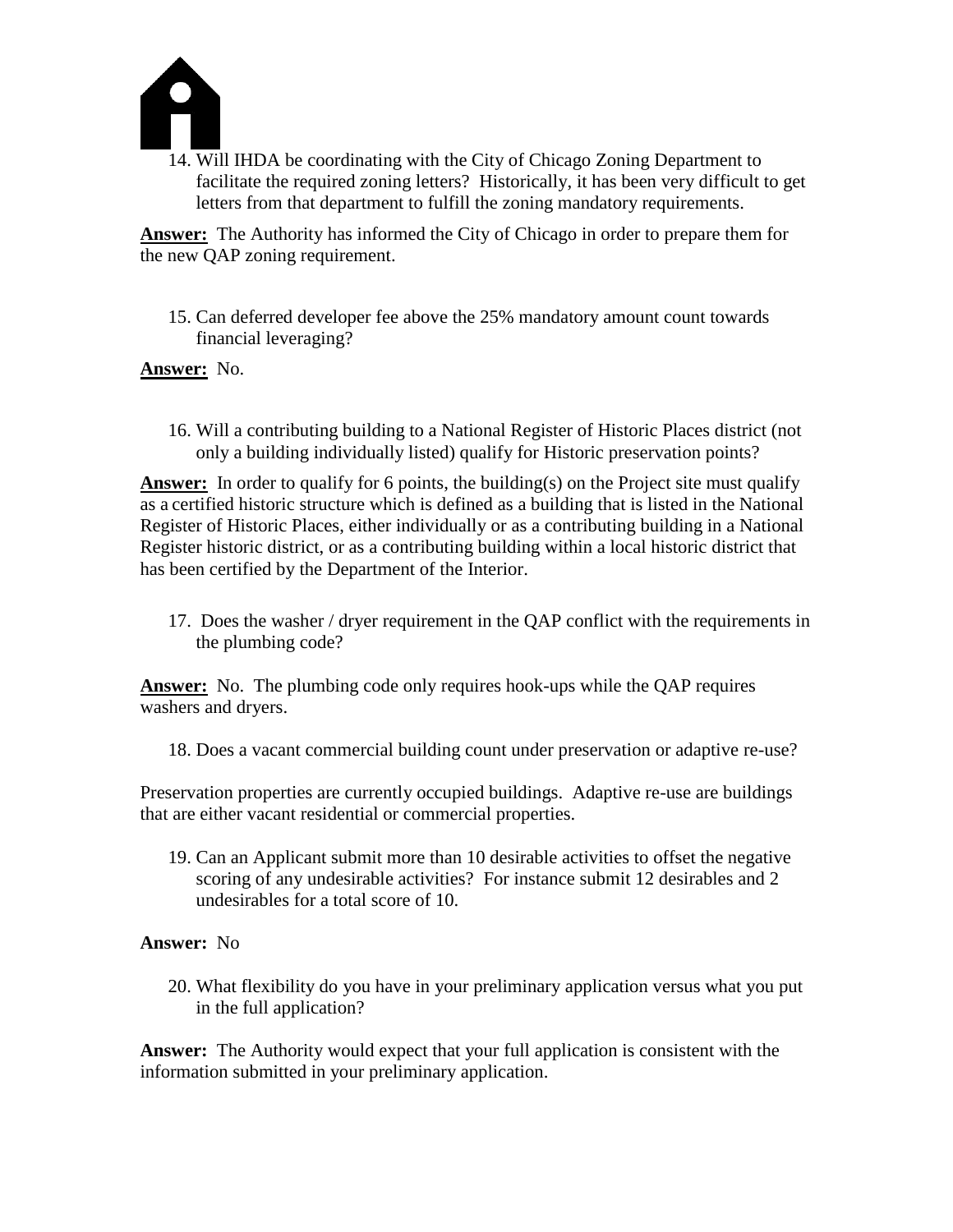14. Will IHDA be coordinating with the City of Chicago Zoning Department to facilitate the required zoning letters? Historically, it has been very difficult to get letters from that department to fulfill the zoning mandatory requirements.

**Answer:** The Authority has informed the City of Chicago in order to prepare them for the new QAP zoning requirement.

15. Can deferred developer fee above the 25% mandatory amount count towards financial leveraging?

**Answer:** No.

16. Will a contributing building to a National Register of Historic Places district (not only a building individually listed) qualify for Historic preservation points?

**Answer:** In order to qualify for 6 points, the building(s) on the Project site must qualify as a certified historic structure which is defined as a building that is listed in the National Register of Historic Places, either individually or as a contributing building in a National Register historic district, or as a contributing building within a local historic district that has been certified by the Department of the Interior.

17. Does the washer / dryer requirement in the QAP conflict with the requirements in the plumbing code?

**Answer:** No. The plumbing code only requires hook-ups while the QAP requires washers and dryers.

18. Does a vacant commercial building count under preservation or adaptive re-use?

Preservation properties are currently occupied buildings. Adaptive re-use are buildings that are either vacant residential or commercial properties.

19. Can an Applicant submit more than 10 desirable activities to offset the negative scoring of any undesirable activities? For instance submit 12 desirables and 2 undesirables for a total score of 10.

**Answer:** No

20. What flexibility do you have in your preliminary application versus what you put in the full application?

**Answer:** The Authority would expect that your full application is consistent with the information submitted in your preliminary application.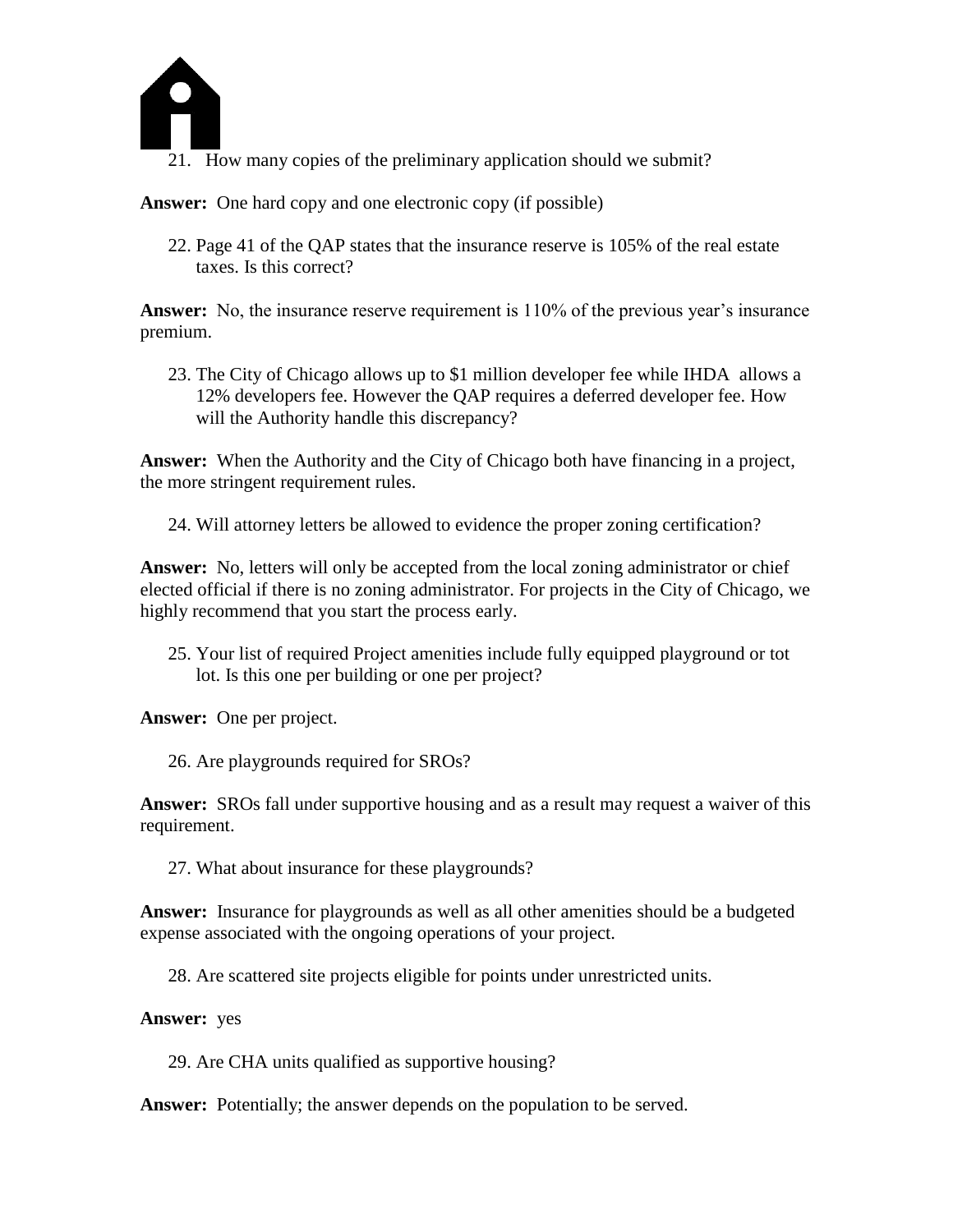21. How many copies of the preliminary application should we submit?

**Answer:** One hard copy and one electronic copy (if possible)

22. Page 41 of the QAP states that the insurance reserve is 105% of the real estate taxes. Is this correct?

**Answer:** No, the insurance reserve requirement is 110% of the previous year's insurance premium.

23. The City of Chicago allows up to $1 million developer fee while IHDA allows a 12% developers fee. However the QAP requires a deferred developer fee. How will the Authority handle this discrepancy?

**Answer:** When the Authority and the City of Chicago both have financing in a project, the more stringent requirement rules.

24. Will attorney letters be allowed to evidence the proper zoning certification?

**Answer:** No, letters will only be accepted from the local zoning administrator or chief elected official if there is no zoning administrator. For projects in the City of Chicago, we highly recommend that you start the process early.

25. Your list of required Project amenities include fully equipped playground or tot lot. Is this one per building or one per project?

**Answer:** One per project.

26. Are playgrounds required for SROs?

**Answer:** SROs fall under supportive housing and as a result may request a waiver of this requirement.

27. What about insurance for these playgrounds?

**Answer:** Insurance for playgrounds as well as all other amenities should be a budgeted expense associated with the ongoing operations of your project.

28. Are scattered site projects eligible for points under unrestricted units.

**Answer:** yes

29. Are CHA units qualified as supportive housing?

**Answer:** Potentially; the answer depends on the population to be served.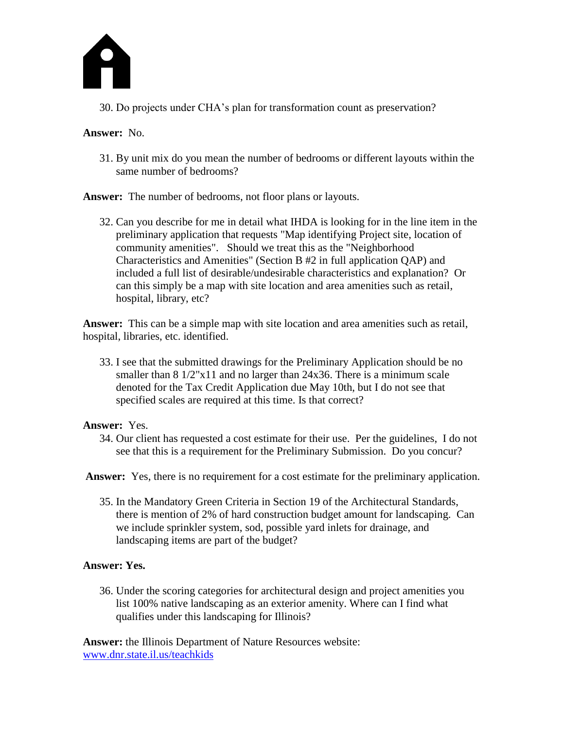30. Do projects under CHA's plan for transformation count as preservation?

**Answer:** No.

31. By unit mix do you mean the number of bedrooms or different layouts within the same number of bedrooms?

**Answer:** The number of bedrooms, not floor plans or layouts.

32. Can you describe for me in detail what IHDA is looking for in the line item in the preliminary application that requests "Map identifying Project site, location of community amenities". Should we treat this as the "Neighborhood Characteristics and Amenities" (Section B #2 in full application QAP) and included a full list of desirable/undesirable characteristics and explanation? Or can this simply be a map with site location and area amenities such as retail, hospital, library, etc?

**Answer:** This can be a simple map with site location and area amenities such as retail, hospital, libraries, etc. identified.

33. I see that the submitted drawings for the Preliminary Application should be no smaller than 8 1/2"x11 and no larger than 24x36. There is a minimum scale denoted for the Tax Credit Application due May 10th, but I do not see that specified scales are required at this time. Is that correct?

**Answer:** Yes.

34. Our client has requested a cost estimate for their use. Per the guidelines, I do not see that this is a requirement for the Preliminary Submission. Do you concur?

**Answer:** Yes, there is no requirement for a cost estimate for the preliminary application.

35. In the Mandatory Green Criteria in Section 19 of the Architectural Standards, there is mention of 2% of hard construction budget amount for landscaping. Can we include sprinkler system, sod, possible yard inlets for drainage, and landscaping items are part of the budget?

**Answer: Yes.**

36. Under the scoring categories for architectural design and project amenities you list 100% native landscaping as an exterior amenity. Where can I find what qualifies under this landscaping for Illinois?

**Answer:** the Illinois Department of Nature Resources website: [www.dnr.state.il.us/teachkids](www.dnr.state.il.us/teachkids)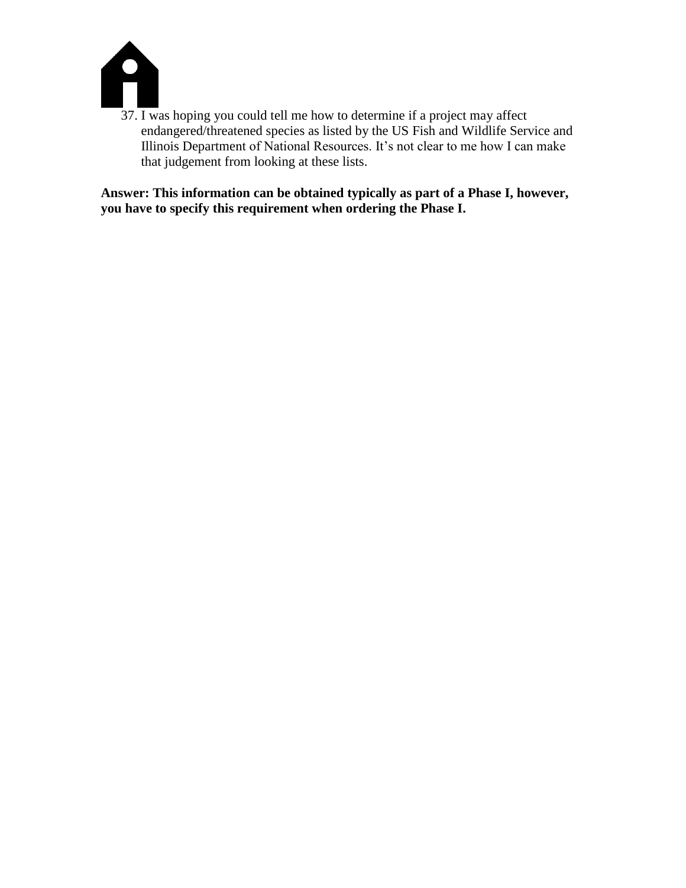37. I was hoping you could tell me how to determine if a project may affect endangered/threatened species as listed by the US Fish and Wildlife Service and Illinois Department of National Resources. It's not clear to me how I can make that judgement from looking at these lists.

**Answer: This information can be obtained typically as part of a Phase I, however, you have to specify this requirement when ordering the Phase I.**